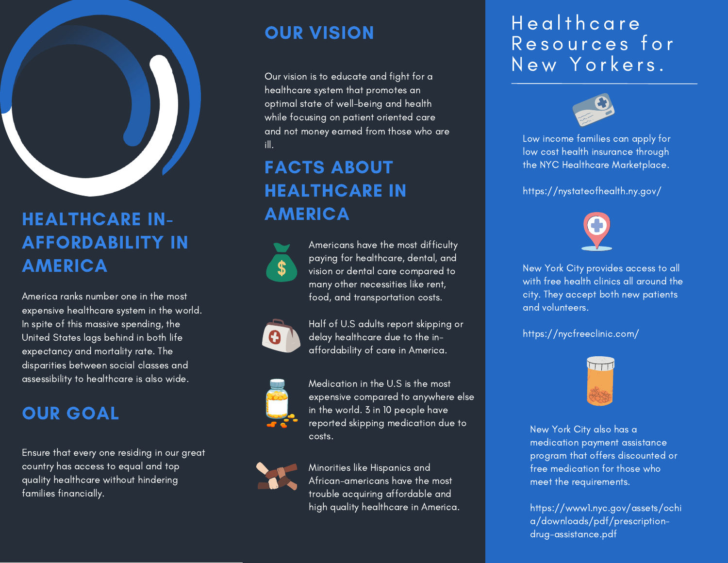## HEALTHCARE IN-AFFORDABILITY IN AMERICA

America ranks number one in the most expensive healthcare system in the world. In spite of this massive spending, the United States lags behind in both life expectancy and mortality rate. The disparities between social classes and assessibility to healthcare is also wide.

## OUR GOAL

Ensure that every one residing in our great country has access to equal and top quality healthcare without hindering families financially.

## OUR VISION

Our vision is to educate and fight for a healthcare system that promotes an optimal state of well-being and health while focusing on patient oriented care and not money earned from those who are ill.

## FACTS ABOUT HEALTHCARE IN AMERICA

Americans have the most difficulty paying for healthcare, dental, and vision or dental care compared to many other necessities like rent, food, and transportation costs.

Half of U.S adults report skipping or delay healthcare due to the in-affordability of care in America.

Medication in the U.S is the most expensive compared to anywhere else in the world. 3 in 10 people have reported skipping medication due to costs.

Minorities like Hispanics and African-americans have the most trouble acquiring affordable and high quality healthcare in America.

# Healthcare Resources for New Yorkers.

Low income families can apply for low cost health insurance through the NYC Healthcare Marketplace.

https://nystateofhealth.ny.gov/

New York City provides access to all with free health clinics all around the city. They accept both new patients and volunteers.

https://nycfreeclinic.com/

New York City also has a medication payment assistance program that offers discounted or free medication for those who meet the requirements.

https://www1.nyc.gov/assets/ochia/downloads/pdf/prescription-drug-assistance.pdf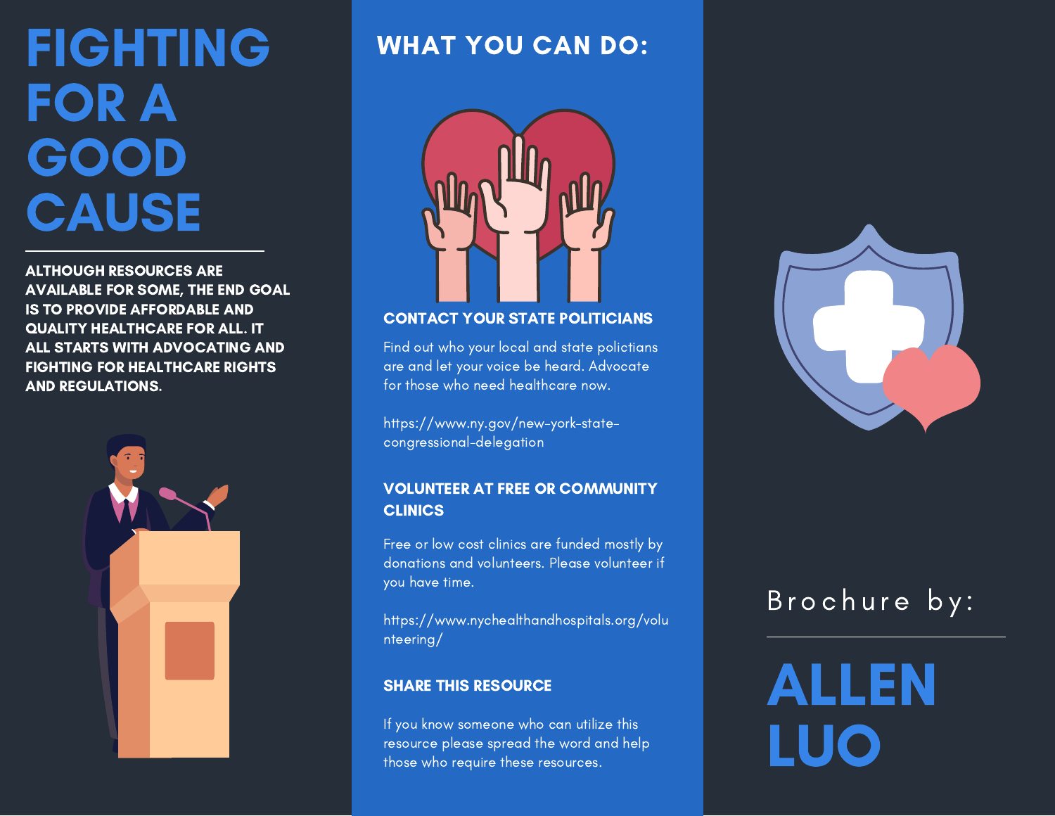# FIGHTING FOR A GOOD CAUSE

**ALTHOUGH RESOURCES ARE AVAILABLE FOR SOME, THE END GOAL IS TO PROVIDE AFFORDABLE AND QUALITY HEALTHCARE FOR ALL. IT ALL STARTS WITH ADVOCATING AND FIGHTING FOR HEALTHCARE RIGHTS AND REGULATIONS.**

## WHAT YOU CAN DO:

### CONTACT YOUR STATE POLITICIANS

Find out who your local and state polictians are and let your voice be heard. Advocate for those who need healthcare now.

https://www.ny.gov/new-york-state-congressional-delegation

### VOLUNTEER AT FREE OR COMMUNITY CLINICS

Free or low cost clinics are funded mostly by donations and volunteers. Please volunteer if you have time.

https://www.nychealthandhospitals.org/volunteering/

### SHARE THIS RESOURCE

If you know someone who can utilize this resource please spread the word and help those who require these resources.

Brochure by:

## ALLEN LUO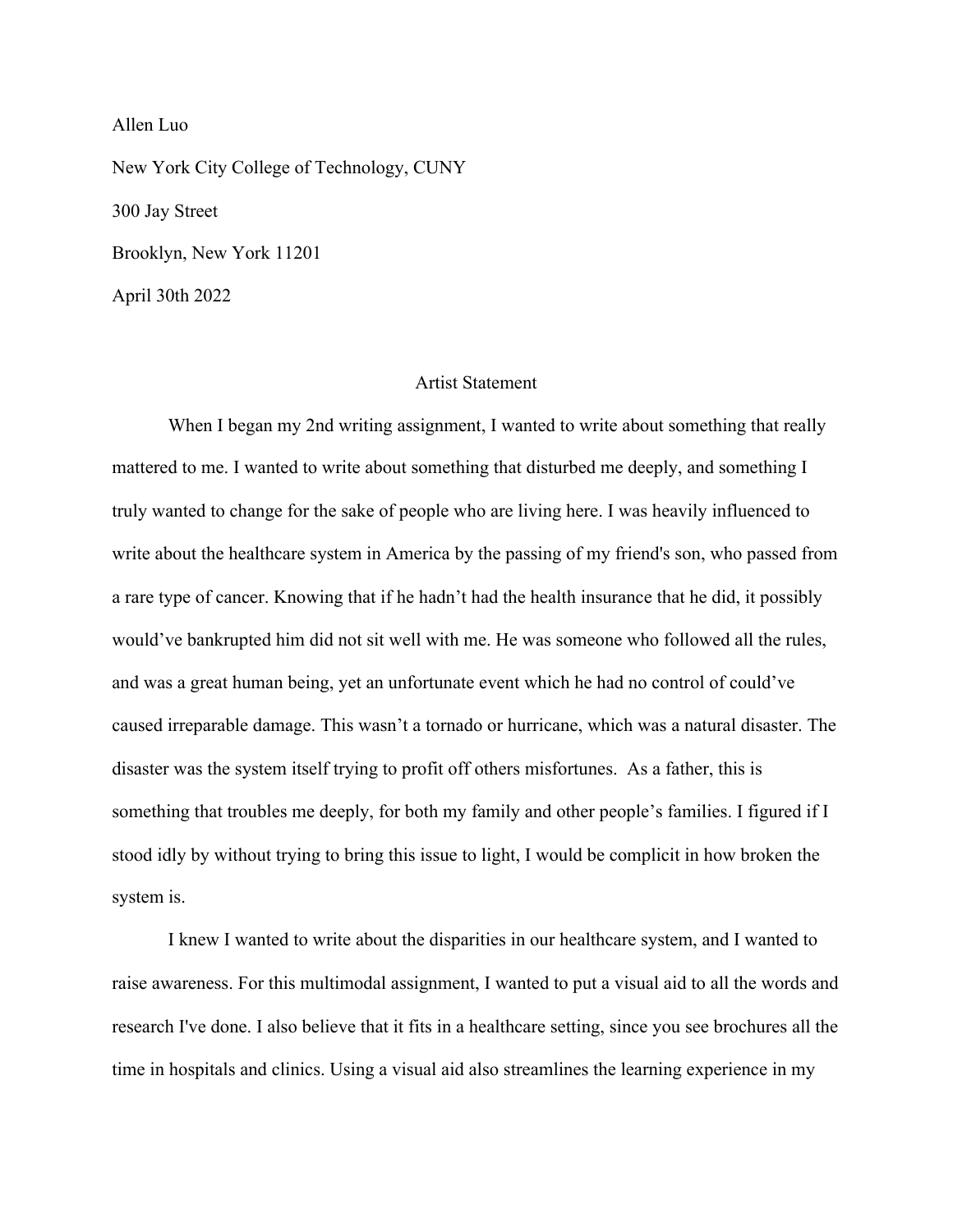Allen Luo

New York City College of Technology, CUNY

300 Jay Street

Brooklyn, New York 11201

April 30th 2022

## Artist Statement

When I began my 2nd writing assignment, I wanted to write about something that really mattered to me. I wanted to write about something that disturbed me deeply, and something I truly wanted to change for the sake of people who are living here. I was heavily influenced to write about the healthcare system in America by the passing of my friend's son, who passed from a rare type of cancer. Knowing that if he hadn't had the health insurance that he did, it possibly would've bankrupted him did not sit well with me. He was someone who followed all the rules, and was a great human being, yet an unfortunate event which he had no control of could've caused irreparable damage. This wasn't a tornado or hurricane, which was a natural disaster. The disaster was the system itself trying to profit off others misfortunes.  As a father, this is something that troubles me deeply, for both my family and other people's families. I figured if I stood idly by without trying to bring this issue to light, I would be complicit in how broken the system is.

I knew I wanted to write about the disparities in our healthcare system, and I wanted to raise awareness. For this multimodal assignment, I wanted to put a visual aid to all the words and research I've done. I also believe that it fits in a healthcare setting, since you see brochures all the time in hospitals and clinics. Using a visual aid also streamlines the learning experience in my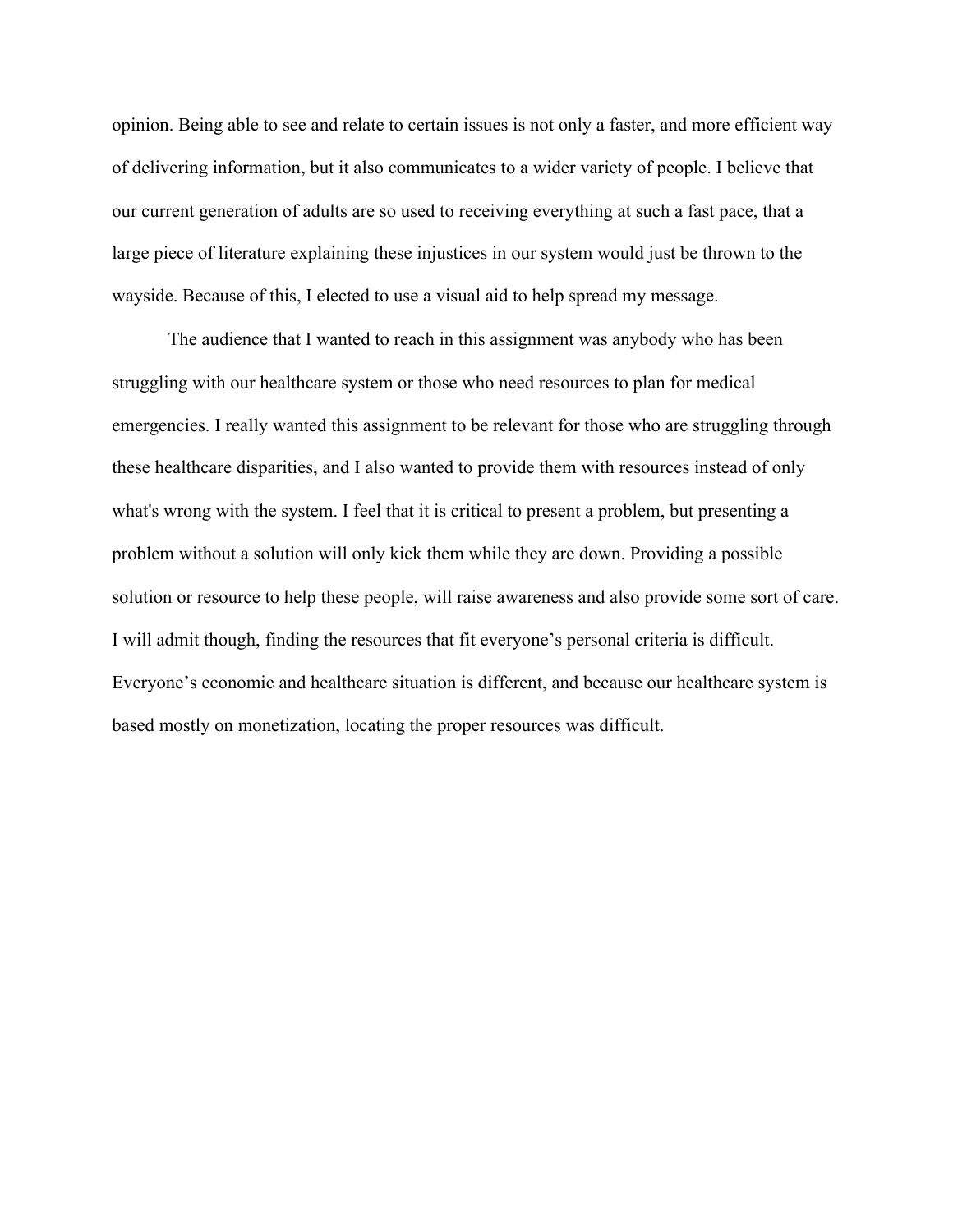opinion. Being able to see and relate to certain issues is not only a faster, and more efficient way of delivering information, but it also communicates to a wider variety of people. I believe that our current generation of adults are so used to receiving everything at such a fast pace, that a large piece of literature explaining these injustices in our system would just be thrown to the wayside. Because of this, I elected to use a visual aid to help spread my message.

The audience that I wanted to reach in this assignment was anybody who has been struggling with our healthcare system or those who need resources to plan for medical emergencies. I really wanted this assignment to be relevant for those who are struggling through these healthcare disparities, and I also wanted to provide them with resources instead of only what's wrong with the system. I feel that it is critical to present a problem, but presenting a problem without a solution will only kick them while they are down. Providing a possible solution or resource to help these people, will raise awareness and also provide some sort of care. I will admit though, finding the resources that fit everyone's personal criteria is difficult. Everyone's economic and healthcare situation is different, and because our healthcare system is based mostly on monetization, locating the proper resources was difficult.